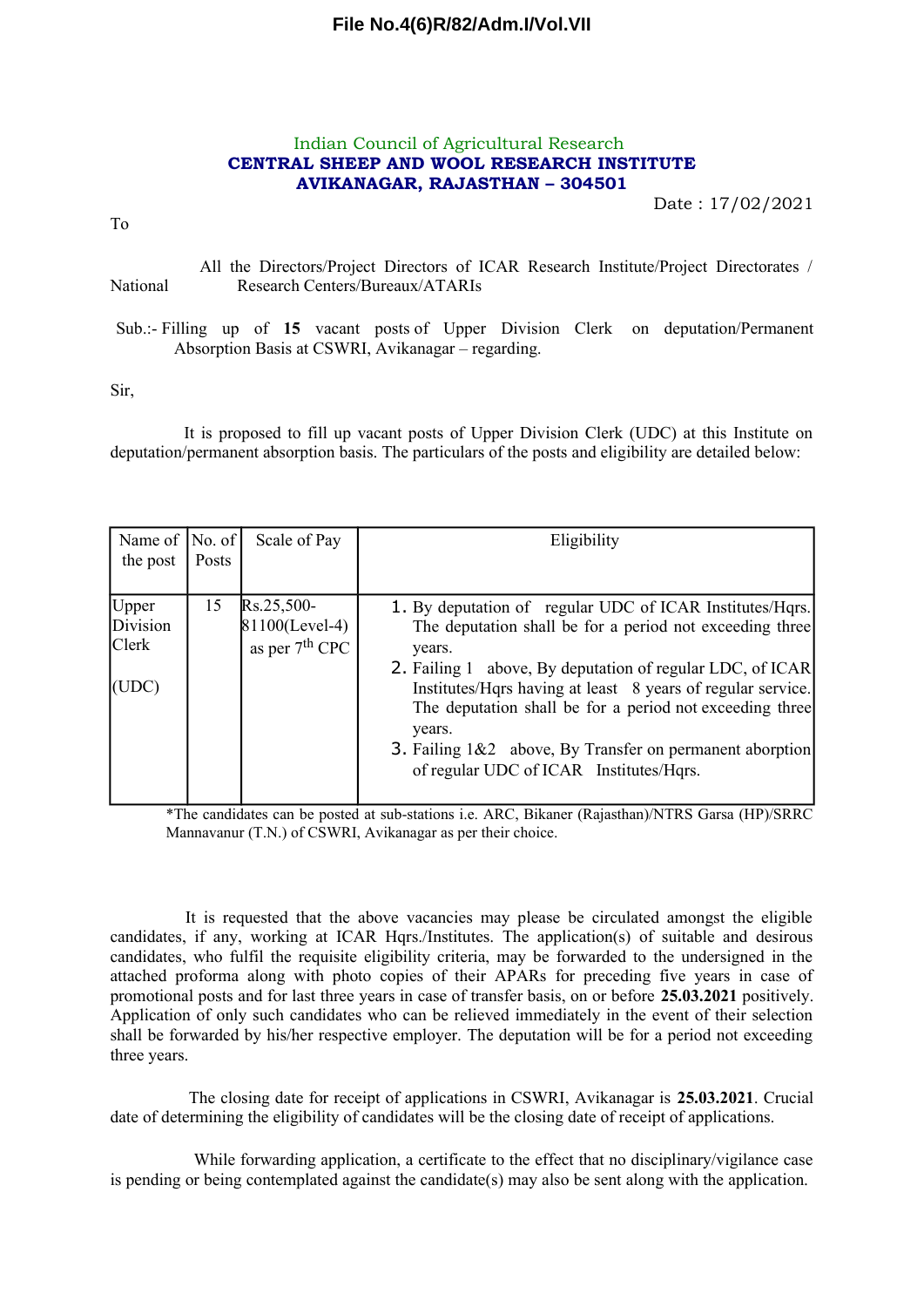**File No.4(6)R/82/Adm.I/Vol.VII**

Indian Council of Agricultural Research

**CENTRAL SHEEP AND WOOL RESEARCH INSTITUTE**

**AVIKANAGAR, RAJASTHAN – 304501**

Date : 17/02/2021

To

All the Directors/Project Directors of ICAR Research Institute/Project Directorates / National Research Centers/Bureaux/ATARIs

Sub.:- Filling up of **15** vacant posts of Upper Division Clerk on deputation/Permanent Absorption Basis at CSWRI, Avikanagar – regarding.

Sir,

It is proposed to fill up vacant posts of Upper Division Clerk (UDC) at this Institute on deputation/permanent absorption basis. The particulars of the posts and eligibility are detailed below:

| Name of the post | No. of Posts | Scale of Pay | Eligibility |
|---|---|---|---|
| Upper Division Clerk (UDC) | 15 | Rs.25,500-81100(Level-4) as per 7th CPC | 1. By deputation of regular UDC of ICAR Institutes/Hqrs. The deputation shall be for a period not exceeding three years.<br>2. Failing 1 above, By deputation of regular LDC, of ICAR Institutes/Hqrs having at least 8 years of regular service. The deputation shall be for a period not exceeding three years.<br>3. Failing 1&2 above, By Transfer on permanent aborption of regular UDC of ICAR Institutes/Hqrs. |

*The candidates can be posted at sub-stations i.e. ARC, Bikaner (Rajasthan)/NTRS Garsa (HP)/SRRC Mannavanur (T.N.) of CSWRI, Avikanagar as per their choice.

It is requested that the above vacancies may please be circulated amongst the eligible candidates, if any, working at ICAR Hqrs./Institutes. The application(s) of suitable and desirous candidates, who fulfil the requisite eligibility criteria, may be forwarded to the undersigned in the attached proforma along with photo copies of their APARs for preceding five years in case of promotional posts and for last three years in case of transfer basis, on or before **25.03.2021** positively. Application of only such candidates who can be relieved immediately in the event of their selection shall be forwarded by his/her respective employer. The deputation will be for a period not exceeding three years.

The closing date for receipt of applications in CSWRI, Avikanagar is **25.03.2021**. Crucial date of determining the eligibility of candidates will be the closing date of receipt of applications.

While forwarding application, a certificate to the effect that no disciplinary/vigilance case is pending or being contemplated against the candidate(s) may also be sent along with the application.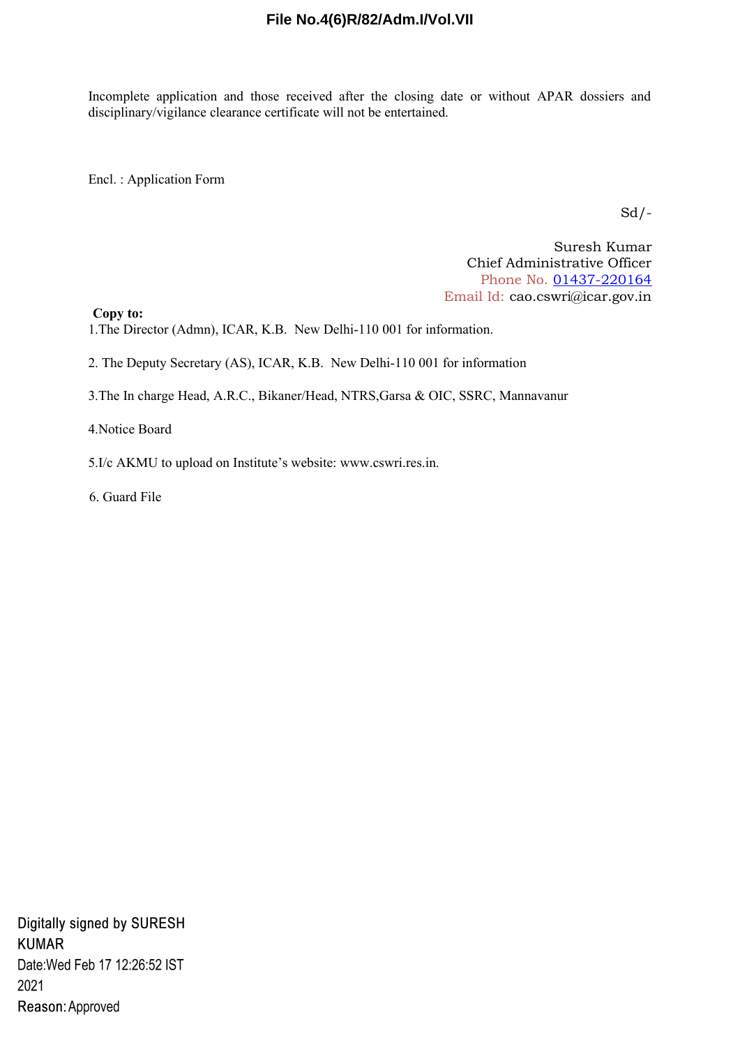Incomplete application and those received after the closing date or without APAR dossiers and disciplinary/vigilance clearance certificate will not be entertained.

Encl. : Application Form

Sd/-

Suresh Kumar
Chief Administrative Officer
Phone No. 01437-220164
Email Id: cao.cswri@icar.gov.in

**Copy to:**

1.The Director (Admn), ICAR, K.B. New Delhi-110 001 for information.

2. The Deputy Secretary (AS), ICAR, K.B. New Delhi-110 001 for information

3.The In charge Head, A.R.C., Bikaner/Head, NTRS,Garsa & OIC, SSRC, Mannavanur

4.Notice Board

5.I/c AKMU to upload on Institute's website: www.cswri.res.in.

6. Guard File

Digitally signed by SURESH KUMAR
Date:Wed Feb 17 12:26:52 IST 2021
Reason: Approved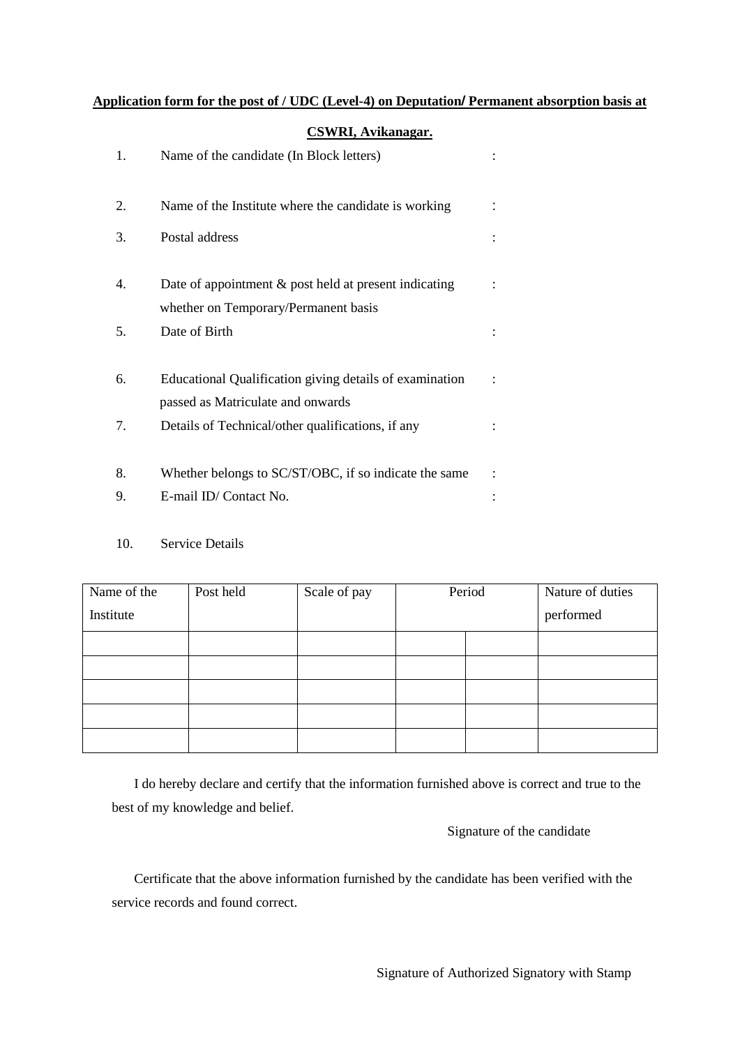**Application form for the post of / UDC (Level-4) on Deputation/ Permanent absorption basis at**

**CSWRI, Avikanagar.**

1. Name of the candidate (In Block letters) :

2. Name of the Institute where the candidate is working :

3. Postal address :

4. Date of appointment & post held at present indicating whether on Temporary/Permanent basis :

5. Date of Birth :

6. Educational Qualification giving details of examination passed as Matriculate and onwards :

7. Details of Technical/other qualifications, if any :

8. Whether belongs to SC/ST/OBC, if so indicate the same :

9. E-mail ID/ Contact No. :

10. Service Details

| Name of the Institute | Post held | Scale of pay | Period | | Nature of duties performed |
|---|---|---|---|---|---|
| | | | | | |
| | | | | | |
| | | | | | |
| | | | | | |
| | | | | | |

I do hereby declare and certify that the information furnished above is correct and true to the best of my knowledge and belief.

Signature of the candidate

Certificate that the above information furnished by the candidate has been verified with the service records and found correct.

Signature of Authorized Signatory with Stamp